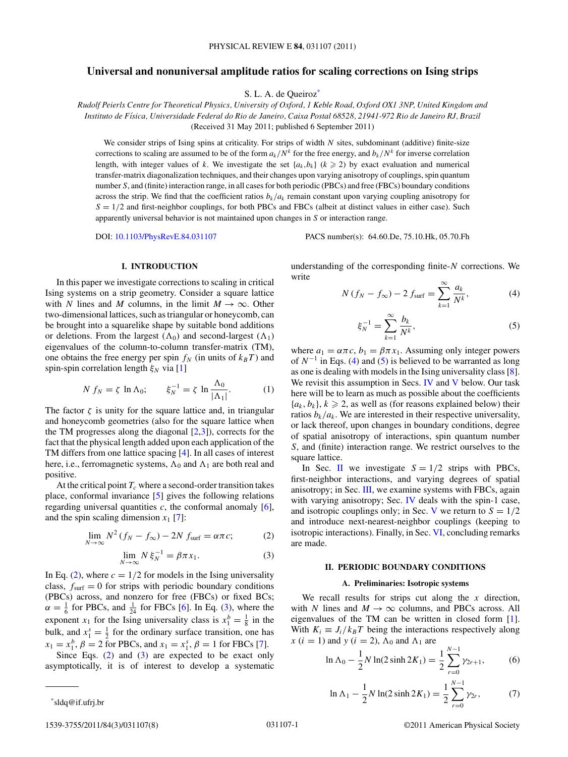# Universal and nonuniversal amplitude ratios for scaling corrections on Ising strips

S. L. A. de Queiroz*

*Rudolf Peierls Centre for Theoretical Physics, University of Oxford, 1 Keble Road, Oxford OX1 3NP, United Kingdom and Instituto de Física, Universidade Federal do Rio de Janeiro, Caixa Postal 68528, 21941-972 Rio de Janeiro RJ, Brazil*

(Received 31 May 2011; published 6 September 2011)

We consider strips of Ising spins at criticality. For strips of width $N$ sites, subdominant (additive) finite-size corrections to scaling are assumed to be of the form $a_k/N^k$ for the free energy, and $b_k/N^k$ for inverse correlation length, with integer values of $k$. We investigate the set $\{a_k,b_k\}$ ($k \geqslant 2$) by exact evaluation and numerical transfer-matrix diagonalization techniques, and their changes upon varying anisotropy of couplings, spin quantum number $S$, and (finite) interaction range, in all cases for both periodic (PBCs) and free (FBCs) boundary conditions across the strip. We find that the coefficient ratios $b_k/a_k$ remain constant upon varying coupling anisotropy for $S = 1/2$ and first-neighbor couplings, for both PBCs and FBCs (albeit at distinct values in either case). Such apparently universal behavior is not maintained upon changes in $S$ or interaction range.

DOI: 10.1103/PhysRevE.84.031107 PACS number(s): 64.60.De, 75.10.Hk, 05.70.Fh

## I. INTRODUCTION

In this paper we investigate corrections to scaling in critical Ising systems on a strip geometry. Consider a square lattice with $N$ lines and $M$ columns, in the limit $M \to \infty$. Other two-dimensional lattices, such as triangular or honeycomb, can be brought into a squarelike shape by suitable bond additions or deletions. From the largest ($\Lambda_0$) and second-largest ($\Lambda_1$) eigenvalues of the column-to-column transfer-matrix (TM), one obtains the free energy per spin $f_N$ (in units of $k_BT$) and spin-spin correlation length $\xi_N$ via [1]

$$N\, f_N = \zeta\, \ln \Lambda_0; \qquad \xi_N^{-1} = \zeta\, \ln \frac{\Lambda_0}{|\Lambda_1|}. \tag{1}$$

The factor $\zeta$ is unity for the square lattice and, in triangular and honeycomb geometries (also for the square lattice when the TM progresses along the diagonal [2,3]), corrects for the fact that the physical length added upon each application of the TM differs from one lattice spacing [4]. In all cases of interest here, i.e., ferromagnetic systems, $\Lambda_0$ and $\Lambda_1$ are both real and positive.

At the critical point $T_c$ where a second-order transition takes place, conformal invariance [5] gives the following relations regarding universal quantities $c$, the conformal anomaly [6], and the spin scaling dimension $x_1$ [7]:

$$\lim_{N\to\infty} N^2\,(f_N - f_\infty) - 2N\, f_{\rm surf} = \alpha\pi c; \tag{2}$$

$$\lim_{N\to\infty} N\,\xi_N^{-1} = \beta\pi x_1. \tag{3}$$

In Eq. (2), where $c = 1/2$ for models in the Ising universality class, $f_{\rm surf} = 0$ for strips with periodic boundary conditions (PBCs) across, and nonzero for free (FBCs) or fixed BCs; $\alpha = \frac{1}{6}$ for PBCs, and $\frac{1}{24}$ for FBCs [6]. In Eq. (3), where the exponent $x_1$ for the Ising universality class is $x_1^b = \frac{1}{8}$ in the bulk, and $x_1^s = \frac{1}{2}$ for the ordinary surface transition, one has $x_1 = x_1^b$, $\beta = 2$ for PBCs, and $x_1 = x_1^s$, $\beta = 1$ for FBCs [7].

Since Eqs. (2) and (3) are expected to be exact only asymptotically, it is of interest to develop a systematic understanding of the corresponding finite-$N$ corrections. We write

$$N\,(f_N - f_\infty) - 2\, f_{\rm surf} = \sum_{k=1}^{\infty} \frac{a_k}{N^k}, \tag{4}$$

$$\xi_N^{-1} = \sum_{k=1}^{\infty} \frac{b_k}{N^k}, \tag{5}$$

where $a_1 = \alpha\pi c$, $b_1 = \beta\pi x_1$. Assuming only integer powers of $N^{-1}$ in Eqs. (4) and (5) is believed to be warranted as long as one is dealing with models in the Ising universality class [8]. We revisit this assumption in Secs. IV and V below. Our task here will be to learn as much as possible about the coefficients $\{a_k, b_k\}$, $k \geqslant 2$, as well as (for reasons explained below) their ratios $b_k/a_k$. We are interested in their respective universality, or lack thereof, upon changes in boundary conditions, degree of spatial anisotropy of interactions, spin quantum number $S$, and (finite) interaction range. We restrict ourselves to the square lattice.

In Sec. II we investigate $S = 1/2$ strips with PBCs, first-neighbor interactions, and varying degrees of spatial anisotropy; in Sec. III, we examine systems with FBCs, again with varying anisotropy; Sec. IV deals with the spin-1 case, and isotropic couplings only; in Sec. V we return to $S = 1/2$ and introduce next-nearest-neighbor couplings (keeping to isotropic interactions). Finally, in Sec. VI, concluding remarks are made.

## II. PERIODIC BOUNDARY CONDITIONS

### A. Preliminaries: Isotropic systems

We recall results for strips cut along the $x$ direction, with $N$ lines and $M \to \infty$ columns, and PBCs across. All eigenvalues of the TM can be written in closed form [1]. With $K_i \equiv J_i/k_BT$ being the interactions respectively along $x$ ($i = 1$) and $y$ ($i = 2$), $\Lambda_0$ and $\Lambda_1$ are

$$\ln \Lambda_0 - \frac{1}{2} N \ln(2 \sinh 2K_1) = \frac{1}{2} \sum_{r=0}^{N-1} \gamma_{2r+1}, \tag{6}$$

$$\ln \Lambda_1 - \frac{1}{2} N \ln(2 \sinh 2K_1) = \frac{1}{2} \sum_{r=0}^{N-1} \gamma_{2r}, \tag{7}$$

*sldq@if.ufrj.br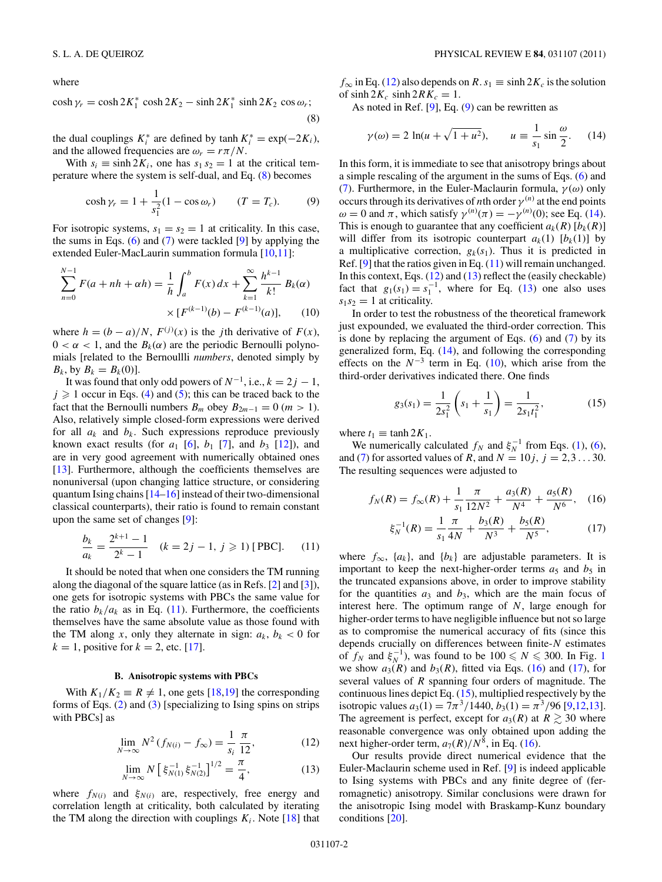where

$$\cosh \gamma_r = \cosh 2K_1^* \cosh 2K_2 - \sinh 2K_1^* \sinh 2K_2 \cos \omega_r; \tag{8}$$

the dual couplings $K_i^*$ are defined by $\tanh K_i^* = \exp(-2K_i)$, and the allowed frequencies are $\omega_r = r\pi/N$.

With $s_i \equiv \sinh 2K_i$, one has $s_1 s_2 = 1$ at the critical temperature where the system is self-dual, and Eq. (8) becomes

$$\cosh \gamma_r = 1 + \frac{1}{s_1^2}(1 - \cos \omega_r) \qquad (T = T_c). \tag{9}$$

For isotropic systems, $s_1 = s_2 = 1$ at criticality. In this case, the sums in Eqs. (6) and (7) were tackled [9] by applying the extended Euler-MacLaurin summation formula [10,11]:

$$\sum_{n=0}^{N-1} F(a + nh + \alpha h) = \frac{1}{h}\int_a^b F(x)\,dx + \sum_{k=1}^{\infty} \frac{h^{k-1}}{k!} B_k(\alpha) \times [F^{(k-1)}(b) - F^{(k-1)}(a)], \tag{10}$$

where $h = (b-a)/N$, $F^{(j)}(x)$ is the $j$th derivative of $F(x)$, $0 < \alpha < 1$, and the $B_k(\alpha)$ are the periodic Bernoulli polynomials [related to the Bernoullli *numbers*, denoted simply by $B_k$, by $B_k = B_k(0)$].

It was found that only odd powers of $N^{-1}$, i.e., $k = 2j-1$, $j \geqslant 1$ occur in Eqs. (4) and (5); this can be traced back to the fact that the Bernoulli numbers $B_m$ obey $B_{2m-1} = 0$ $(m > 1)$. Also, relatively simple closed-form expressions were derived for all $a_k$ and $b_k$. Such expressions reproduce previously known exact results (for $a_1$ [6], $b_1$ [7], and $b_3$ [12]), and are in very good agreement with numerically obtained ones [13]. Furthermore, although the coefficients themselves are nonuniversal (upon changing lattice structure, or considering quantum Ising chains [14–16] instead of their two-dimensional classical counterparts), their ratio is found to remain constant upon the same set of changes [9]:

$$\frac{b_k}{a_k} = \frac{2^{k+1}-1}{2^k - 1} \quad (k = 2j-1,\ j \geqslant 1)\ [\text{PBC}]. \tag{11}$$

It should be noted that when one considers the TM running along the diagonal of the square lattice (as in Refs. [2] and [3]), one gets for isotropic systems with PBCs the same value for the ratio $b_k/a_k$ as in Eq. (11). Furthermore, the coefficients themselves have the same absolute value as those found with the TM along $x$, only they alternate in sign: $a_k$, $b_k < 0$ for $k = 1$, positive for $k = 2$, etc. [17].

### B. Anisotropic systems with PBCs

With $K_1/K_2 \equiv R \neq 1$, one gets [18,19] the corresponding forms of Eqs. (2) and (3) [specializing to Ising spins on strips with PBCs] as

$$\lim_{N\to\infty} N^2 \left(f_{N(i)} - f_\infty\right) = \frac{1}{s_i}\,\frac{\pi}{12}, \tag{12}$$

$$\lim_{N\to\infty} N \left[\xi_{N(1)}^{-1}\,\xi_{N(2)}^{-1}\right]^{1/2} = \frac{\pi}{4}, \tag{13}$$

where $f_{N(i)}$ and $\xi_{N(i)}$ are, respectively, free energy and correlation length at criticality, both calculated by iterating the TM along the direction with couplings $K_i$. Note [18] that $f_\infty$ in Eq. (12) also depends on $R$. $s_1 \equiv \sinh 2K_c$ is the solution of $\sinh 2K_c \sinh 2RK_c = 1$.

As noted in Ref. [9], Eq. (9) can be rewritten as

$$\gamma(\omega) = 2\,\ln(u + \sqrt{1+u^2}), \qquad u \equiv \frac{1}{s_1}\sin\frac{\omega}{2}. \tag{14}$$

In this form, it is immediate to see that anisotropy brings about a simple rescaling of the argument in the sums of Eqs. (6) and (7). Furthermore, in the Euler-Maclaurin formula, $\gamma(\omega)$ only occurs through its derivatives of $n$th order $\gamma^{(n)}$ at the end points $\omega = 0$ and $\pi$, which satisfy $\gamma^{(n)}(\pi) = -\gamma^{(n)}(0)$; see Eq. (14). This is enough to guarantee that any coefficient $a_k(R)$ [$b_k(R)$] will differ from its isotropic counterpart $a_k(1)$ [$b_k(1)$] by a multiplicative correction, $g_k(s_1)$. Thus it is predicted in Ref. [9] that the ratios given in Eq. (11) will remain unchanged. In this context, Eqs. (12) and (13) reflect the (easily checkable) fact that $g_1(s_1) = s_1^{-1}$, where for Eq. (13) one also uses $s_1 s_2 = 1$ at criticality.

In order to test the robustness of the theoretical framework just expounded, we evaluated the third-order correction. This is done by replacing the argument of Eqs. (6) and (7) by its generalized form, Eq. (14), and following the corresponding effects on the $N^{-3}$ term in Eq. (10), which arise from the third-order derivatives indicated there. One finds

$$g_3(s_1) = \frac{1}{2s_1^2}\left(s_1 + \frac{1}{s_1}\right) = \frac{1}{2s_1 t_1^2}, \tag{15}$$

where $t_1 \equiv \tanh 2K_1$.

We numerically calculated $f_N$ and $\xi_N^{-1}$ from Eqs. (1), (6), and (7) for assorted values of $R$, and $N = 10j$, $j = 2,3 \ldots 30$. The resulting sequences were adjusted to

$$f_N(R) = f_\infty(R) + \frac{1}{s_1}\frac{\pi}{12N^2} + \frac{a_3(R)}{N^4} + \frac{a_5(R)}{N^6}, \tag{16}$$

$$\xi_N^{-1}(R) = \frac{1}{s_1}\frac{\pi}{4N} + \frac{b_3(R)}{N^3} + \frac{b_5(R)}{N^5}, \tag{17}$$

where $f_\infty$, $\{a_k\}$, and $\{b_k\}$ are adjustable parameters. It is important to keep the next-higher-order terms $a_5$ and $b_5$ in the truncated expansions above, in order to improve stability for the quantities $a_3$ and $b_3$, which are the main focus of interest here. The optimum range of $N$, large enough for higher-order terms to have negligible influence but not so large as to compromise the numerical accuracy of fits (since this depends crucially on differences between finite-$N$ estimates of $f_N$ and $\xi_N^{-1}$), was found to be $100 \leqslant N \leqslant 300$. In Fig. 1 we show $a_3(R)$ and $b_3(R)$, fitted via Eqs. (16) and (17), for several values of $R$ spanning four orders of magnitude. The continuous lines depict Eq. (15), multiplied respectively by the isotropic values $a_3(1) = 7\pi^3/1440$, $b_3(1) = \pi^3/96$ [9,12,13]. The agreement is perfect, except for $a_3(R)$ at $R \gtrsim 30$ where reasonable convergence was only obtained upon adding the next higher-order term, $a_7(R)/N^8$, in Eq. (16).

Our results provide direct numerical evidence that the Euler-Maclaurin scheme used in Ref. [9] is indeed applicable to Ising systems with PBCs and any finite degree of (ferromagnetic) anisotropy. Similar conclusions were drawn for the anisotropic Ising model with Braskamp-Kunz boundary conditions [20].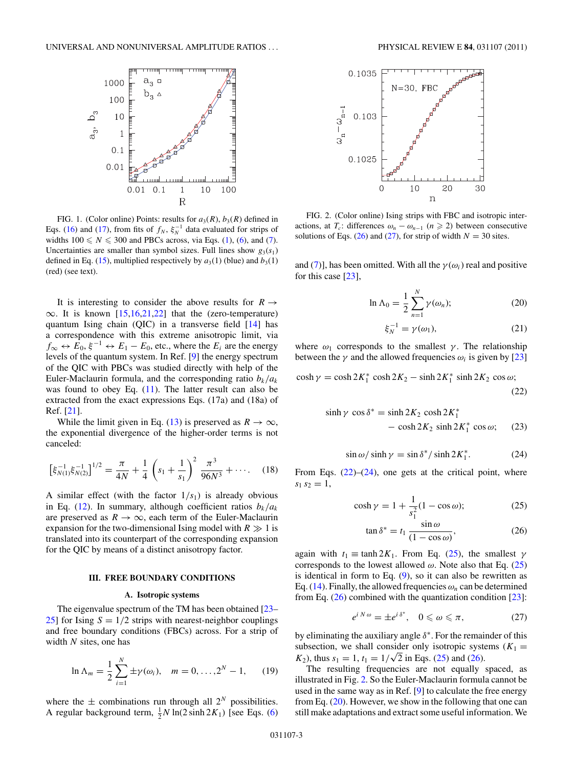FIG. 1. (Color online) Points: results for $a_3(R)$, $b_3(R)$ defined in Eqs. (16) and (17), from fits of $f_N$, $\xi_N^{-1}$ data evaluated for strips of widths $100 \leqslant N \leqslant 300$ and PBCs across, via Eqs. (1), (6), and (7). Uncertainties are smaller than symbol sizes. Full lines show $g_3(s_1)$ defined in Eq. (15), multiplied respectively by $a_3(1)$ (blue) and $b_3(1)$ (red) (see text).

It is interesting to consider the above results for $R \to \infty$. It is known [15,16,21,22] that the (zero-temperature) quantum Ising chain (QIC) in a transverse field [14] has a correspondence with this extreme anisotropic limit, via $f_\infty \leftrightarrow E_0$, $\xi^{-1} \leftrightarrow E_1 - E_0$, etc., where the $E_i$ are the energy levels of the quantum system. In Ref. [9] the energy spectrum of the QIC with PBCs was studied directly with help of the Euler-Maclaurin formula, and the corresponding ratio $b_k/a_k$ was found to obey Eq. (11). The latter result can also be extracted from the exact expressions Eqs. (17a) and (18a) of Ref. [21].

While the limit given in Eq. (13) is preserved as $R \to \infty$, the exponential divergence of the higher-order terms is not canceled:

$$\left[\xi_{N(1)}^{-1}\xi_{N(2)}^{-1}\right]^{1/2} = \frac{\pi}{4N} + \frac{1}{4}\left(s_1 + \frac{1}{s_1}\right)^2 \frac{\pi^3}{96N^3} + \cdots. \quad (18)$$

A similar effect (with the factor $1/s_1$) is already obvious in Eq. (12). In summary, although coefficient ratios $b_k/a_k$ are preserved as $R \to \infty$, each term of the Euler-Maclaurin expansion for the two-dimensional Ising model with $R \gg 1$ is translated into its counterpart of the corresponding expansion for the QIC by means of a distinct anisotropy factor.

## III. FREE BOUNDARY CONDITIONS

### A. Isotropic systems

The eigenvalue spectrum of the TM has been obtained [23–25] for Ising $S = 1/2$ strips with nearest-neighbor couplings and free boundary conditions (FBCs) across. For a strip of width $N$ sites, one has

$$\ln \Lambda_m = \frac{1}{2}\sum_{i=1}^{N} \pm\gamma(\omega_i), \quad m = 0, \ldots, 2^N - 1, \quad (19)$$

where the $\pm$ combinations run through all $2^N$ possibilities. A regular background term, $\frac{1}{2}N\ln(2\sinh 2K_1)$ [see Eqs. (6) and (7)], has been omitted. With all the $\gamma(\omega_i)$ real and positive for this case [23],

FIG. 2. (Color online) Ising strips with FBC and isotropic interactions, at $T_c$: differences $\omega_n - \omega_{n-1}$ ($n \geqslant 2$) between consecutive solutions of Eqs. (26) and (27), for strip of width $N = 30$ sites.

$$\ln \Lambda_0 = \frac{1}{2}\sum_{n=1}^{N} \gamma(\omega_n); \quad (20)$$

$$\xi_N^{-1} = \gamma(\omega_1), \quad (21)$$

where $\omega_1$ corresponds to the smallest $\gamma$. The relationship between the $\gamma$ and the allowed frequencies $\omega_i$ is given by [23]

$$\cosh\gamma = \cosh 2K_1^* \cosh 2K_2 - \sinh 2K_1^* \sinh 2K_2 \cos\omega; \quad (22)$$

$$\sinh\gamma\,\cos\delta^* = \sinh 2K_2 \cosh 2K_1^* - \cosh 2K_2 \sinh 2K_1^* \cos\omega; \quad (23)$$

$$\sin\omega/\sinh\gamma = \sin\delta^*/\sinh 2K_1^*. \quad (24)$$

From Eqs. (22)–(24), one gets at the critical point, where $s_1 s_2 = 1$,

$$\cosh\gamma = 1 + \frac{1}{s_1^2}(1 - \cos\omega); \quad (25)$$

$$\tan\delta^* = t_1 \frac{\sin\omega}{(1 - \cos\omega)}, \quad (26)$$

again with $t_1 \equiv \tanh 2K_1$. From Eq. (25), the smallest $\gamma$ corresponds to the lowest allowed $\omega$. Note also that Eq. (25) is identical in form to Eq. (9), so it can also be rewritten as Eq. (14). Finally, the allowed frequencies $\omega_n$ can be determined from Eq. (26) combined with the quantization condition [23]:

$$e^{iN\omega} = \pm e^{i\delta^*}, \quad 0 \leqslant \omega \leqslant \pi, \quad (27)$$

by eliminating the auxiliary angle $\delta^*$. For the remainder of this subsection, we shall consider only isotropic systems ($K_1 = K_2$), thus $s_1 = 1$, $t_1 = 1/\sqrt{2}$ in Eqs. (25) and (26).

The resulting frequencies are not equally spaced, as illustrated in Fig. 2. So the Euler-Maclaurin formula cannot be used in the same way as in Ref. [9] to calculate the free energy from Eq. (20). However, we show in the following that one can still make adaptations and extract some useful information. We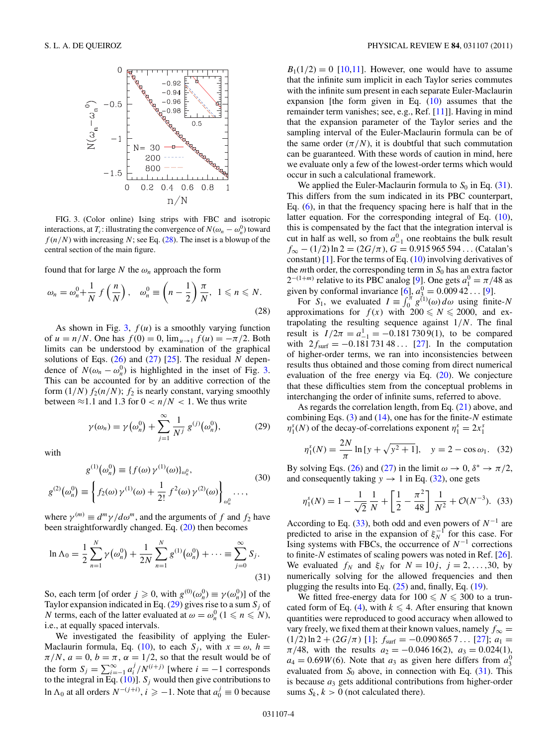FIG. 3. (Color online) Ising strips with FBC and isotropic interactions, at $T_c$: illustrating the convergence of $N(\omega_n - \omega_n^0)$ toward $f(n/N)$ with increasing $N$; see Eq. (28). The inset is a blowup of the central section of the main figure.

found that for large $N$ the $\omega_n$ approach the form

$$\omega_n = \omega_n^0 + \frac{1}{N}\, f\left(\frac{n}{N}\right), \quad \omega_n^0 \equiv \left(n - \frac{1}{2}\right)\frac{\pi}{N}, \;\; 1 \leqslant n \leqslant N. \tag{28}$$

As shown in Fig. 3, $f(u)$ is a smoothly varying function of $u = n/N$. One has $f(0) = 0$, $\lim_{u\to 1} f(u) = -\pi/2$. Both limits can be understood by examination of the graphical solutions of Eqs. (26) and (27) [25]. The residual $N$ dependence of $N(\omega_n - \omega_n^0)$ is highlighted in the inset of Fig. 3. This can be accounted for by an additive correction of the form $(1/N)\, f_2(n/N)$; $f_2$ is nearly constant, varying smoothly between $\approx$1.1 and 1.3 for $0 < n/N < 1$. We thus write

$$\gamma(\omega_n) = \gamma\left(\omega_n^0\right) + \sum_{j=1}^{\infty} \frac{1}{N^j}\, g^{(j)}\left(\omega_n^0\right), \tag{29}$$

with

$$g^{(1)}\left(\omega_n^0\right) \equiv \{f(\omega)\,\gamma^{(1)}(\omega)\}_{\omega_n^0},$$
$$g^{(2)}\left(\omega_n^0\right) \equiv \left\{ f_2(\omega)\,\gamma^{(1)}(\omega) + \frac{1}{2!}\, f^2(\omega)\,\gamma^{(2)}(\omega)\right\}_{\omega_n^0}, \ldots, \tag{30}$$

where $\gamma^{(m)} \equiv d^m\gamma/d\omega^m$, and the arguments of $f$ and $f_2$ have been straightforwardly changed. Eq. (20) then becomes

$$\ln \Lambda_0 = \frac{1}{2}\sum_{n=1}^{N} \gamma\left(\omega_n^0\right) + \frac{1}{2N}\sum_{n=1}^{N} g^{(1)}\left(\omega_n^0\right) + \cdots \equiv \sum_{j=0}^{\infty} S_j. \tag{31}$$

So, each term [of order $j \geqslant 0$, with $g^{(0)}(\omega_n^0) \equiv \gamma(\omega_n^0)$] of the Taylor expansion indicated in Eq. (29) gives rise to a sum $S_j$ of $N$ terms, each of the latter evaluated at $\omega = \omega_n^0$ $(1 \leqslant n \leqslant N)$, i.e., at equally spaced intervals.

We investigated the feasibility of applying the Euler-Maclaurin formula, Eq. (10), to each $S_j$, with $x = \omega$, $h = \pi/N$, $a = 0$, $b = \pi$, $\alpha = 1/2$, so that the result would be of the form $S_j = \sum_{i=-1}^{\infty} a_i^j / N^{(i+j)}$ [where $i = -1$ corresponds to the integral in Eq. (10)]. $S_j$ would then give contributions to $\ln \Lambda_0$ at all orders $N^{-(j+i)}$, $i \geqslant -1$. Note that $a_0^j \equiv 0$ because $B_1(1/2) = 0$ [10,11]. However, one would have to assume that the infinite sum implicit in each Taylor series commutes with the infinite sum present in each separate Euler-Maclaurin expansion [the form given in Eq. (10) assumes that the remainder term vanishes; see, e.g., Ref. [11]]. Having in mind that the expansion parameter of the Taylor series and the sampling interval of the Euler-Maclaurin formula can be of the same order $(\pi/N)$, it is doubtful that such commutation can be guaranteed. With these words of caution in mind, here we evaluate only a few of the lowest-order terms which would occur in such a calculational framework.

We applied the Euler-Maclaurin formula to $S_0$ in Eq. (31). This differs from the sum indicated in its PBC counterpart, Eq. (6), in that the frequency spacing here is half that in the latter equation. For the corresponding integral of Eq. (10), this is compensated by the fact that the integration interval is cut in half as well, so from $a_{-1}^0$ one reobtains the bulk result $f_\infty - (1/2)\ln 2 = (2G/\pi)$, $G = 0.915\,965\,594\ldots$ (Catalan's constant) [1]. For the terms of Eq. (10) involving derivatives of the $m$th order, the corresponding term in $S_0$ has an extra factor $2^{-(1+m)}$ relative to its PBC analog [9]. One gets $a_1^0 = \pi/48$ as given by conformal invariance [6], $a_3^0 = 0.009\,42\ldots$ [9].

For $S_1$, we evaluated $I \equiv \int_0^\pi g^{(1)}(\omega)\,d\omega$ using finite-$N$ approximations for $f(x)$ with $200 \leqslant N \leqslant 2000$, and extrapolating the resulting sequence against $1/N$. The final result is $I/2\pi = a_{-1}^1 = -0.181\,730\,9(1)$, to be compared with $2 f_{\rm surf} = -0.181\,731\,48\ldots$ [27]. In the computation of higher-order terms, we ran into inconsistencies between results thus obtained and those coming from direct numerical evaluation of the free energy via Eq. (20). We conjecture that these difficulties stem from the conceptual problems in interchanging the order of infinite sums, referred to above.

As regards the correlation length, from Eq. (21) above, and combining Eqs. (3) and (14), one has for the finite-$N$ estimate $\eta_1^s(N)$ of the decay-of-correlations exponent $\eta_1^s = 2x_1^s$

$$\eta_1^s(N) = \frac{2N}{\pi}\ln\left[y + \sqrt{y^2 + 1}\right], \quad y = 2 - \cos\omega_1. \tag{32}$$

By solving Eqs. (26) and (27) in the limit $\omega \to 0$, $\delta^* \to \pi/2$, and consequently taking $y \to 1$ in Eq. (32), one gets

$$\eta_1^s(N) = 1 - \frac{1}{\sqrt{2}}\,\frac{1}{N} + \left[\frac{1}{2} - \frac{\pi^2}{48}\right]\frac{1}{N^2} + \mathcal{O}(N^{-3}). \tag{33}$$

According to Eq. (33), both odd and even powers of $N^{-1}$ are predicted to arise in the expansion of $\xi_N^{-1}$ for this case. For Ising systems with FBCs, the occurrence of $N^{-1}$ corrections to finite-$N$ estimates of scaling powers was noted in Ref. [26]. We evaluated $f_N$ and $\xi_N$ for $N = 10j$, $j = 2,\ldots,30$, by numerically solving for the allowed frequencies and then plugging the results into Eq. (25) and, finally, Eq. (19).

We fitted free-energy data for $100 \leqslant N \leqslant 300$ to a truncated form of Eq. (4), with $k \leqslant 4$. After ensuring that known quantities were reproduced to good accuracy when allowed to vary freely, we fixed them at their known values, namely $f_\infty = (1/2)\ln 2 + (2G/\pi)$ [1]; $f_{\rm surf} = -0.090\,865\,7\ldots$ [27]; $a_1 = \pi/48$, with the results $a_2 = -0.046\,16(2)$, $a_3 = 0.024(1)$, $a_4 = 0.69W(6)$. Note that $a_3$ as given here differs from $a_3^0$ evaluated from $S_0$ above, in connection with Eq. (31). This is because $a_3$ gets additional contributions from higher-order sums $S_k$, $k > 0$ (not calculated there).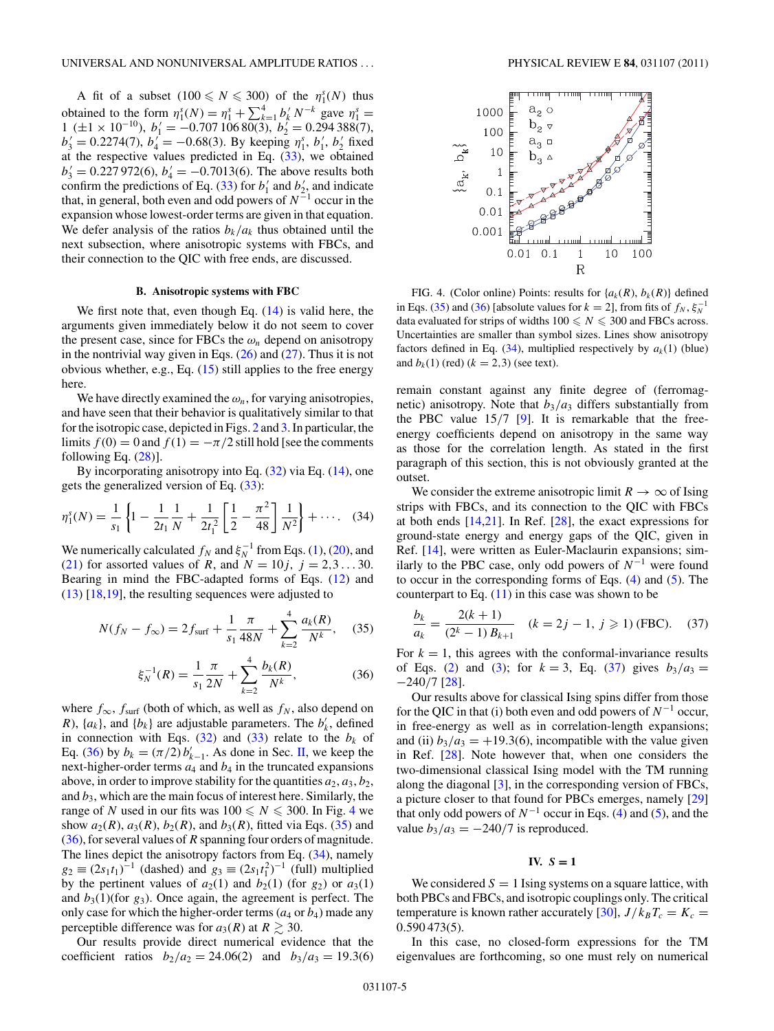A fit of a subset ($100 \leqslant N \leqslant 300$) of the $\eta_1^s(N)$ thus obtained to the form $\eta_1^s(N) = \eta_1^s + \sum_{k=1}^{4} b_k' \, N^{-k}$ gave $\eta_1^s = 1 \; (\pm 1 \times 10^{-10})$, $b_1' = -0.707\,106\,80(3)$, $b_2' = 0.294\,388(7)$, $b_3' = 0.2274(7)$, $b_4' = -0.68(3)$. By keeping $\eta_1^s$, $b_1'$, $b_2'$ fixed at the respective values predicted in Eq. (33), we obtained $b_3' = 0.227\,972(6)$, $b_4' = -0.7013(6)$. The above results both confirm the predictions of Eq. (33) for $b_1'$ and $b_2'$, and indicate that, in general, both even and odd powers of $N^{-1}$ occur in the expansion whose lowest-order terms are given in that equation. We defer analysis of the ratios $b_k/a_k$ thus obtained until the next subsection, where anisotropic systems with FBCs, and their connection to the QIC with free ends, are discussed.

### B. Anisotropic systems with FBC

We first note that, even though Eq. (14) is valid here, the arguments given immediately below it do not seem to cover the present case, since for FBCs the $\omega_n$ depend on anisotropy in the nontrivial way given in Eqs. (26) and (27). Thus it is not obvious whether, e.g., Eq. (15) still applies to the free energy here.

We have directly examined the $\omega_n$, for varying anisotropies, and have seen that their behavior is qualitatively similar to that for the isotropic case, depicted in Figs. 2 and 3. In particular, the limits $f(0) = 0$ and $f(1) = -\pi/2$ still hold [see the comments following Eq. (28)].

By incorporating anisotropy into Eq. (32) via Eq. (14), one gets the generalized version of Eq. (33):

$$\eta_1^s(N) = \frac{1}{s_1}\left\{1 - \frac{1}{2t_1}\frac{1}{N} + \frac{1}{2t_1^2}\left[\frac{1}{2} - \frac{\pi^2}{48}\right]\frac{1}{N^2}\right\} + \cdots. \quad (34)$$

We numerically calculated $f_N$ and $\xi_N^{-1}$ from Eqs. (1), (20), and (21) for assorted values of $R$, and $N = 10j$, $j = 2,3\ldots 30$. Bearing in mind the FBC-adapted forms of Eqs. (12) and (13) [18,19], the resulting sequences were adjusted to

$$N(f_N - f_\infty) = 2f_{\rm surf} + \frac{1}{s_1}\frac{\pi}{48N} + \sum_{k=2}^{4}\frac{a_k(R)}{N^k}, \quad (35)$$

$$\xi_N^{-1}(R) = \frac{1}{s_1}\frac{\pi}{2N} + \sum_{k=2}^{4}\frac{b_k(R)}{N^k}, \quad (36)$$

where $f_\infty$, $f_{\rm surf}$ (both of which, as well as $f_N$, also depend on $R$), $\{a_k\}$, and $\{b_k\}$ are adjustable parameters. The $b_k'$, defined in connection with Eqs. (32) and (33) relate to the $b_k$ of Eq. (36) by $b_k = (\pi/2)\,b_{k-1}'$. As done in Sec. II, we keep the next-higher-order terms $a_4$ and $b_4$ in the truncated expansions above, in order to improve stability for the quantities $a_2$, $a_3$, $b_2$, and $b_3$, which are the main focus of interest here. Similarly, the range of $N$ used in our fits was $100 \leqslant N \leqslant 300$. In Fig. 4 we show $a_2(R)$, $a_3(R)$, $b_2(R)$, and $b_3(R)$, fitted via Eqs. (35) and (36), for several values of $R$ spanning four orders of magnitude. The lines depict the anisotropy factors from Eq. (34), namely $g_2 \equiv (2s_1t_1)^{-1}$ (dashed) and $g_3 \equiv (2s_1t_1^2)^{-1}$ (full) multiplied by the pertinent values of $a_2(1)$ and $b_2(1)$ (for $g_2$) or $a_3(1)$ and $b_3(1)$(for $g_3$). Once again, the agreement is perfect. The only case for which the higher-order terms ($a_4$ or $b_4$) made any perceptible difference was for $a_3(R)$ at $R \gtrsim 30$.

Our results provide direct numerical evidence that the coefficient ratios $b_2/a_2 = 24.06(2)$ and $b_3/a_3 = 19.3(6)$ remain constant against any finite degree of (ferromagnetic) anisotropy. Note that $b_3/a_3$ differs substantially from the PBC value $15/7$ [9]. It is remarkable that the free-energy coefficients depend on anisotropy in the same way as those for the correlation length. As stated in the first paragraph of this section, this is not obviously granted at the outset.

FIG. 4. (Color online) Points: results for $\{a_k(R), b_k(R)\}$ defined in Eqs. (35) and (36) [absolute values for $k = 2$], from fits of $f_N$, $\xi_N^{-1}$ data evaluated for strips of widths $100 \leqslant N \leqslant 300$ and FBCs across. Uncertainties are smaller than symbol sizes. Lines show anisotropy factors defined in Eq. (34), multiplied respectively by $a_k(1)$ (blue) and $b_k(1)$ (red) ($k = 2,3$) (see text).

We consider the extreme anisotropic limit $R \to \infty$ of Ising strips with FBCs, and its connection to the QIC with FBCs at both ends [14,21]. In Ref. [28], the exact expressions for ground-state energy and energy gaps of the QIC, given in Ref. [14], were written as Euler-Maclaurin expansions; similarly to the PBC case, only odd powers of $N^{-1}$ were found to occur in the corresponding forms of Eqs. (4) and (5). The counterpart to Eq. (11) in this case was shown to be

$$\frac{b_k}{a_k} = \frac{2(k+1)}{(2^k - 1)\,B_{k+1}} \quad (k = 2j-1,\ j \geqslant 1)\ \text{(FBC)}. \quad (37)$$

For $k = 1$, this agrees with the conformal-invariance results of Eqs. (2) and (3); for $k = 3$, Eq. (37) gives $b_3/a_3 = -240/7$ [28].

Our results above for classical Ising spins differ from those for the QIC in that (i) both even and odd powers of $N^{-1}$ occur, in free-energy as well as in correlation-length expansions; and (ii) $b_3/a_3 = +19.3(6)$, incompatible with the value given in Ref. [28]. Note however that, when one considers the two-dimensional classical Ising model with the TM running along the diagonal [3], in the corresponding version of FBCs, a picture closer to that found for PBCs emerges, namely [29] that only odd powers of $N^{-1}$ occur in Eqs. (4) and (5), and the value $b_3/a_3 = -240/7$ is reproduced.

### IV. $S = 1$

We considered $S = 1$ Ising systems on a square lattice, with both PBCs and FBCs, and isotropic couplings only. The critical temperature is known rather accurately [30], $J/k_BT_c = K_c = 0.590\,473(5)$.

In this case, no closed-form expressions for the TM eigenvalues are forthcoming, so one must rely on numerical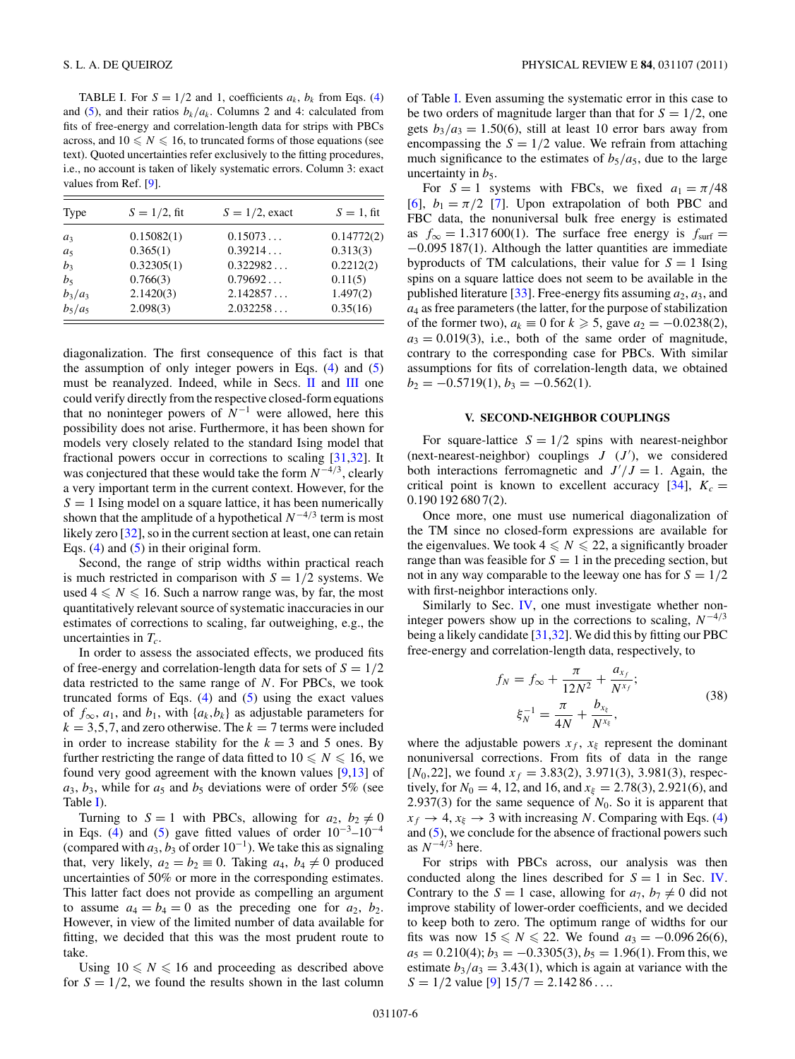TABLE I. For $S = 1/2$ and 1, coefficients $a_k$, $b_k$ from Eqs. (4) and (5), and their ratios $b_k/a_k$. Columns 2 and 4: calculated from fits of free-energy and correlation-length data for strips with PBCs across, and $10 \leqslant N \leqslant 16$, to truncated forms of those equations (see text). Quoted uncertainties refer exclusively to the fitting procedures, i.e., no account is taken of likely systematic errors. Column 3: exact values from Ref. [9].

| Type | $S = 1/2$, fit | $S = 1/2$, exact | $S = 1$, fit |
|---|---|---|---|
| $a_3$ | 0.15082(1) | 0.15073... | 0.14772(2) |
| $a_5$ | 0.365(1) | 0.39214... | 0.313(3) |
| $b_3$ | 0.32305(1) | 0.322982... | 0.2212(2) |
| $b_5$ | 0.766(3) | 0.79692... | 0.11(5) |
| $b_3/a_3$ | 2.1420(3) | 2.142857... | 1.497(2) |
| $b_5/a_5$ | 2.098(3) | 2.032258... | 0.35(16) |

diagonalization. The first consequence of this fact is that the assumption of only integer powers in Eqs. (4) and (5) must be reanalyzed. Indeed, while in Secs. II and III one could verify directly from the respective closed-form equations that no noninteger powers of $N^{-1}$ were allowed, here this possibility does not arise. Furthermore, it has been shown for models very closely related to the standard Ising model that fractional powers occur in corrections to scaling [31,32]. It was conjectured that these would take the form $N^{-4/3}$, clearly a very important term in the current context. However, for the $S = 1$ Ising model on a square lattice, it has been numerically shown that the amplitude of a hypothetical $N^{-4/3}$ term is most likely zero [32], so in the current section at least, one can retain Eqs. (4) and (5) in their original form.

Second, the range of strip widths within practical reach is much restricted in comparison with $S = 1/2$ systems. We used $4 \leqslant N \leqslant 16$. Such a narrow range was, by far, the most quantitatively relevant source of systematic inaccuracies in our estimates of corrections to scaling, far outweighing, e.g., the uncertainties in $T_c$.

In order to assess the associated effects, we produced fits of free-energy and correlation-length data for sets of $S = 1/2$ data restricted to the same range of $N$. For PBCs, we took truncated forms of Eqs. (4) and (5) using the exact values of $f_\infty$, $a_1$, and $b_1$, with $\{a_k, b_k\}$ as adjustable parameters for $k = 3,5,7$, and zero otherwise. The $k = 7$ terms were included in order to increase stability for the $k = 3$ and 5 ones. By further restricting the range of data fitted to $10 \leqslant N \leqslant 16$, we found very good agreement with the known values [9,13] of $a_3$, $b_3$, while for $a_5$ and $b_5$ deviations were of order 5% (see Table I).

Turning to $S = 1$ with PBCs, allowing for $a_2$, $b_2 \neq 0$ in Eqs. (4) and (5) gave fitted values of order $10^{-3}$–$10^{-4}$ (compared with $a_3$, $b_3$ of order $10^{-1}$). We take this as signaling that, very likely, $a_2 = b_2 \equiv 0$. Taking $a_4$, $b_4 \neq 0$ produced uncertainties of 50% or more in the corresponding estimates. This latter fact does not provide as compelling an argument to assume $a_4 = b_4 = 0$ as the preceding one for $a_2$, $b_2$. However, in view of the limited number of data available for fitting, we decided that this was the most prudent route to take.

Using $10 \leqslant N \leqslant 16$ and proceeding as described above for $S = 1/2$, we found the results shown in the last column of Table I. Even assuming the systematic error in this case to be two orders of magnitude larger than that for $S = 1/2$, one gets $b_3/a_3 = 1.50(6)$, still at least 10 error bars away from encompassing the $S = 1/2$ value. We refrain from attaching much significance to the estimates of $b_5/a_5$, due to the large uncertainty in $b_5$.

For $S = 1$ systems with FBCs, we fixed $a_1 = \pi/48$ [6], $b_1 = \pi/2$ [7]. Upon extrapolation of both PBC and FBC data, the nonuniversal bulk free energy is estimated as $f_\infty = 1.317\,600(1)$. The surface free energy is $f_{\rm surf} = -0.095\,187(1)$. Although the latter quantities are immediate byproducts of TM calculations, their value for $S = 1$ Ising spins on a square lattice does not seem to be available in the published literature [33]. Free-energy fits assuming $a_2$, $a_3$, and $a_4$ as free parameters (the latter, for the purpose of stabilization of the former two), $a_k \equiv 0$ for $k \geqslant 5$, gave $a_2 = -0.0238(2)$, $a_3 = 0.019(3)$, i.e., both of the same order of magnitude, contrary to the corresponding case for PBCs. With similar assumptions for fits of correlation-length data, we obtained $b_2 = -0.5719(1)$, $b_3 = -0.562(1)$.

## V. SECOND-NEIGHBOR COUPLINGS

For square-lattice $S = 1/2$ spins with nearest-neighbor (next-nearest-neighbor) couplings $J$ ($J'$), we considered both interactions ferromagnetic and $J'/J = 1$. Again, the critical point is known to excellent accuracy [34], $K_c = 0.190\,192\,680\,7(2)$.

Once more, one must use numerical diagonalization of the TM since no closed-form expressions are available for the eigenvalues. We took $4 \leqslant N \leqslant 22$, a significantly broader range than was feasible for $S = 1$ in the preceding section, but not in any way comparable to the leeway one has for $S = 1/2$ with first-neighbor interactions only.

Similarly to Sec. IV, one must investigate whether noninteger powers show up in the corrections to scaling, $N^{-4/3}$ being a likely candidate [31,32]. We did this by fitting our PBC free-energy and correlation-length data, respectively, to

$$f_N = f_\infty + \frac{\pi}{12N^2} + \frac{a_{x_f}}{N^{x_f}};$$
$$\xi_N^{-1} = \frac{\pi}{4N} + \frac{b_{x_\xi}}{N^{x_\xi}}, \tag{38}$$

where the adjustable powers $x_f$, $x_\xi$ represent the dominant nonuniversal corrections. From fits of data in the range $[N_0, 22]$, we found $x_f = 3.83(2)$, 3.971(3), 3.981(3), respectively, for $N_0 = 4$, 12, and 16, and $x_\xi = 2.78(3)$, 2.921(6), and 2.937(3) for the same sequence of $N_0$. So it is apparent that $x_f \to 4$, $x_\xi \to 3$ with increasing $N$. Comparing with Eqs. (4) and (5), we conclude for the absence of fractional powers such as $N^{-4/3}$ here.

For strips with PBCs across, our analysis was then conducted along the lines described for $S = 1$ in Sec. IV. Contrary to the $S = 1$ case, allowing for $a_7$, $b_7 \neq 0$ did not improve stability of lower-order coefficients, and we decided to keep both to zero. The optimum range of widths for our fits was now $15 \leqslant N \leqslant 22$. We found $a_3 = -0.096\,26(6)$, $a_5 = 0.210(4)$; $b_3 = -0.3305(3)$, $b_5 = 1.96(1)$. From this, we estimate $b_3/a_3 = 3.43(1)$, which is again at variance with the $S = 1/2$ value [9] $15/7 = 2.142\,86\ldots$.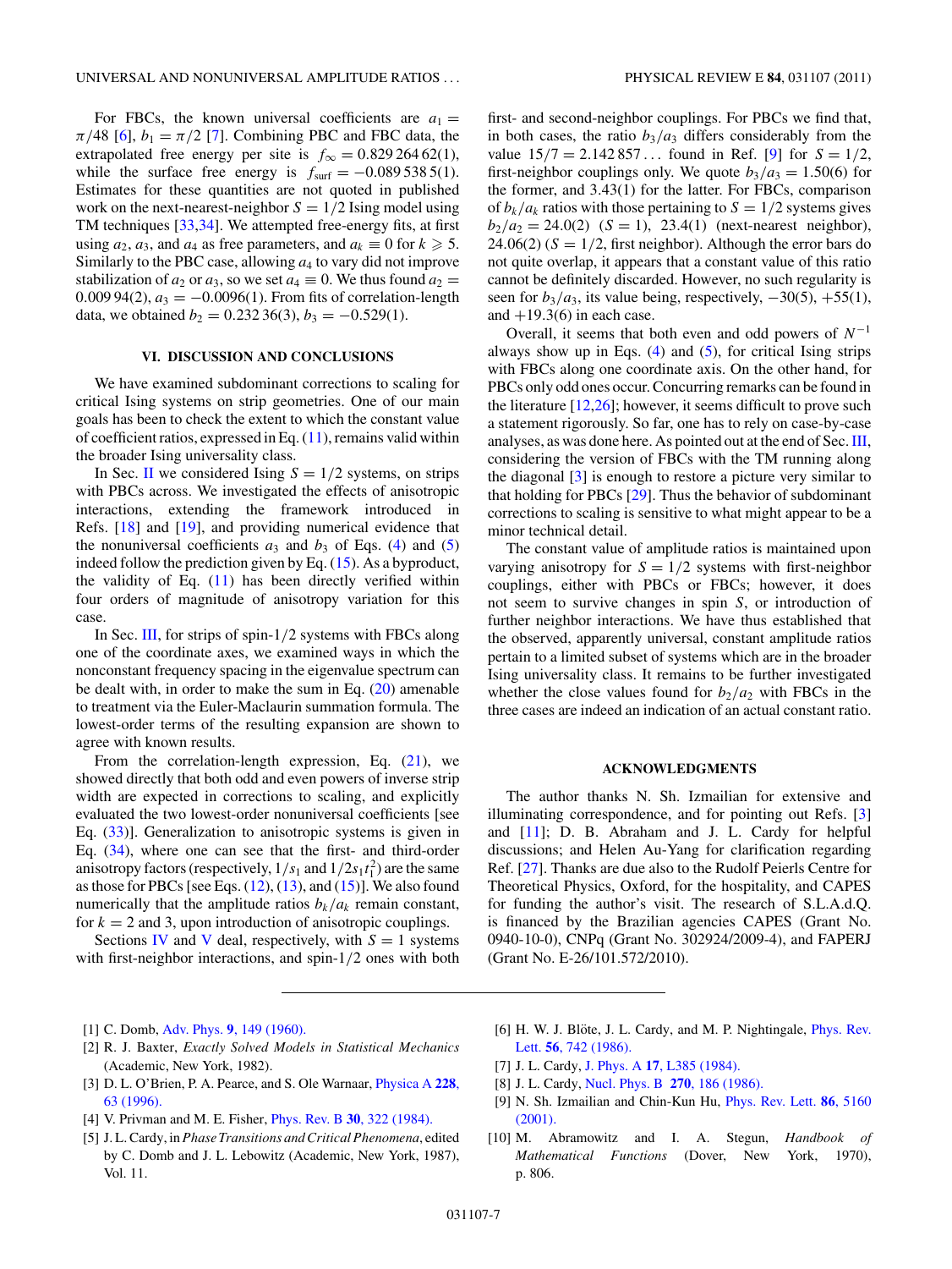For FBCs, the known universal coefficients are $a_1 = \pi/48$ [6], $b_1 = \pi/2$ [7]. Combining PBC and FBC data, the extrapolated free energy per site is $f_\infty = 0.829\,264\,62(1)$, while the surface free energy is $f_{\rm surf} = -0.089\,538\,5(1)$. Estimates for these quantities are not quoted in published work on the next-nearest-neighbor $S = 1/2$ Ising model using TM techniques [33,34]. We attempted free-energy fits, at first using $a_2$, $a_3$, and $a_4$ as free parameters, and $a_k \equiv 0$ for $k \geqslant 5$. Similarly to the PBC case, allowing $a_4$ to vary did not improve stabilization of $a_2$ or $a_3$, so we set $a_4 \equiv 0$. We thus found $a_2 = 0.009\,94(2)$, $a_3 = -0.0096(1)$. From fits of correlation-length data, we obtained $b_2 = 0.232\,36(3)$, $b_3 = -0.529(1)$.

## VI. DISCUSSION AND CONCLUSIONS

We have examined subdominant corrections to scaling for critical Ising systems on strip geometries. One of our main goals has been to check the extent to which the constant value of coefficient ratios, expressed in Eq. (11), remains valid within the broader Ising universality class.

In Sec. II we considered Ising $S = 1/2$ systems, on strips with PBCs across. We investigated the effects of anisotropic interactions, extending the framework introduced in Refs. [18] and [19], and providing numerical evidence that the nonuniversal coefficients $a_3$ and $b_3$ of Eqs. (4) and (5) indeed follow the prediction given by Eq. (15). As a byproduct, the validity of Eq. (11) has been directly verified within four orders of magnitude of anisotropy variation for this case.

In Sec. III, for strips of spin-1/2 systems with FBCs along one of the coordinate axes, we examined ways in which the nonconstant frequency spacing in the eigenvalue spectrum can be dealt with, in order to make the sum in Eq. (20) amenable to treatment via the Euler-Maclaurin summation formula. The lowest-order terms of the resulting expansion are shown to agree with known results.

From the correlation-length expression, Eq. (21), we showed directly that both odd and even powers of inverse strip width are expected in corrections to scaling, and explicitly evaluated the two lowest-order nonuniversal coefficients [see Eq. (33)]. Generalization to anisotropic systems is given in Eq. (34), where one can see that the first- and third-order anisotropy factors (respectively, $1/s_1$ and $1/2s_1t_1^2$) are the same as those for PBCs [see Eqs. (12), (13), and (15)]. We also found numerically that the amplitude ratios $b_k/a_k$ remain constant, for $k = 2$ and 3, upon introduction of anisotropic couplings.

Sections IV and V deal, respectively, with $S = 1$ systems with first-neighbor interactions, and spin-1/2 ones with both first- and second-neighbor couplings. For PBCs we find that, in both cases, the ratio $b_3/a_3$ differs considerably from the value $15/7 = 2.142\,857\ldots$ found in Ref. [9] for $S = 1/2$, first-neighbor couplings only. We quote $b_3/a_3 = 1.50(6)$ for the former, and 3.43(1) for the latter. For FBCs, comparison of $b_k/a_k$ ratios with those pertaining to $S = 1/2$ systems gives $b_2/a_2 = 24.0(2)$ $(S = 1)$, 23.4(1) (next-nearest neighbor), 24.06(2) ($S = 1/2$, first neighbor). Although the error bars do not quite overlap, it appears that a constant value of this ratio cannot be definitely discarded. However, no such regularity is seen for $b_3/a_3$, its value being, respectively, $-30(5)$, $+55(1)$, and $+19.3(6)$ in each case.

Overall, it seems that both even and odd powers of $N^{-1}$ always show up in Eqs. (4) and (5), for critical Ising strips with FBCs along one coordinate axis. On the other hand, for PBCs only odd ones occur. Concurring remarks can be found in the literature [12,26]; however, it seems difficult to prove such a statement rigorously. So far, one has to rely on case-by-case analyses, as was done here. As pointed out at the end of Sec. III, considering the version of FBCs with the TM running along the diagonal [3] is enough to restore a picture very similar to that holding for PBCs [29]. Thus the behavior of subdominant corrections to scaling is sensitive to what might appear to be a minor technical detail.

The constant value of amplitude ratios is maintained upon varying anisotropy for $S = 1/2$ systems with first-neighbor couplings, either with PBCs or FBCs; however, it does not seem to survive changes in spin $S$, or introduction of further neighbor interactions. We have thus established that the observed, apparently universal, constant amplitude ratios pertain to a limited subset of systems which are in the broader Ising universality class. It remains to be further investigated whether the close values found for $b_2/a_2$ with FBCs in the three cases are indeed an indication of an actual constant ratio.

## ACKNOWLEDGMENTS

The author thanks N. Sh. Izmailian for extensive and illuminating correspondence, and for pointing out Refs. [3] and [11]; D. B. Abraham and J. L. Cardy for helpful discussions; and Helen Au-Yang for clarification regarding Ref. [27]. Thanks are due also to the Rudolf Peierls Centre for Theoretical Physics, Oxford, for the hospitality, and CAPES for funding the author's visit. The research of S.L.A.d.Q. is financed by the Brazilian agencies CAPES (Grant No. 0940-10-0), CNPq (Grant No. 302924/2009-4), and FAPERJ (Grant No. E-26/101.572/2010).

---

[1] C. Domb, Adv. Phys. **9**, 149 (1960).

[2] R. J. Baxter, *Exactly Solved Models in Statistical Mechanics* (Academic, New York, 1982).

[3] D. L. O'Brien, P. A. Pearce, and S. Ole Warnaar, Physica A **228**, 63 (1996).

[4] V. Privman and M. E. Fisher, Phys. Rev. B **30**, 322 (1984).

[5] J. L. Cardy, in *Phase Transitions and Critical Phenomena*, edited by C. Domb and J. L. Lebowitz (Academic, New York, 1987), Vol. 11.

[6] H. W. J. Blöte, J. L. Cardy, and M. P. Nightingale, Phys. Rev. Lett. **56**, 742 (1986).

[7] J. L. Cardy, J. Phys. A **17**, L385 (1984).

[8] J. L. Cardy, Nucl. Phys. B **270**, 186 (1986).

[9] N. Sh. Izmailian and Chin-Kun Hu, Phys. Rev. Lett. **86**, 5160 (2001).

[10] M. Abramowitz and I. A. Stegun, *Handbook of Mathematical Functions* (Dover, New York, 1970), p. 806.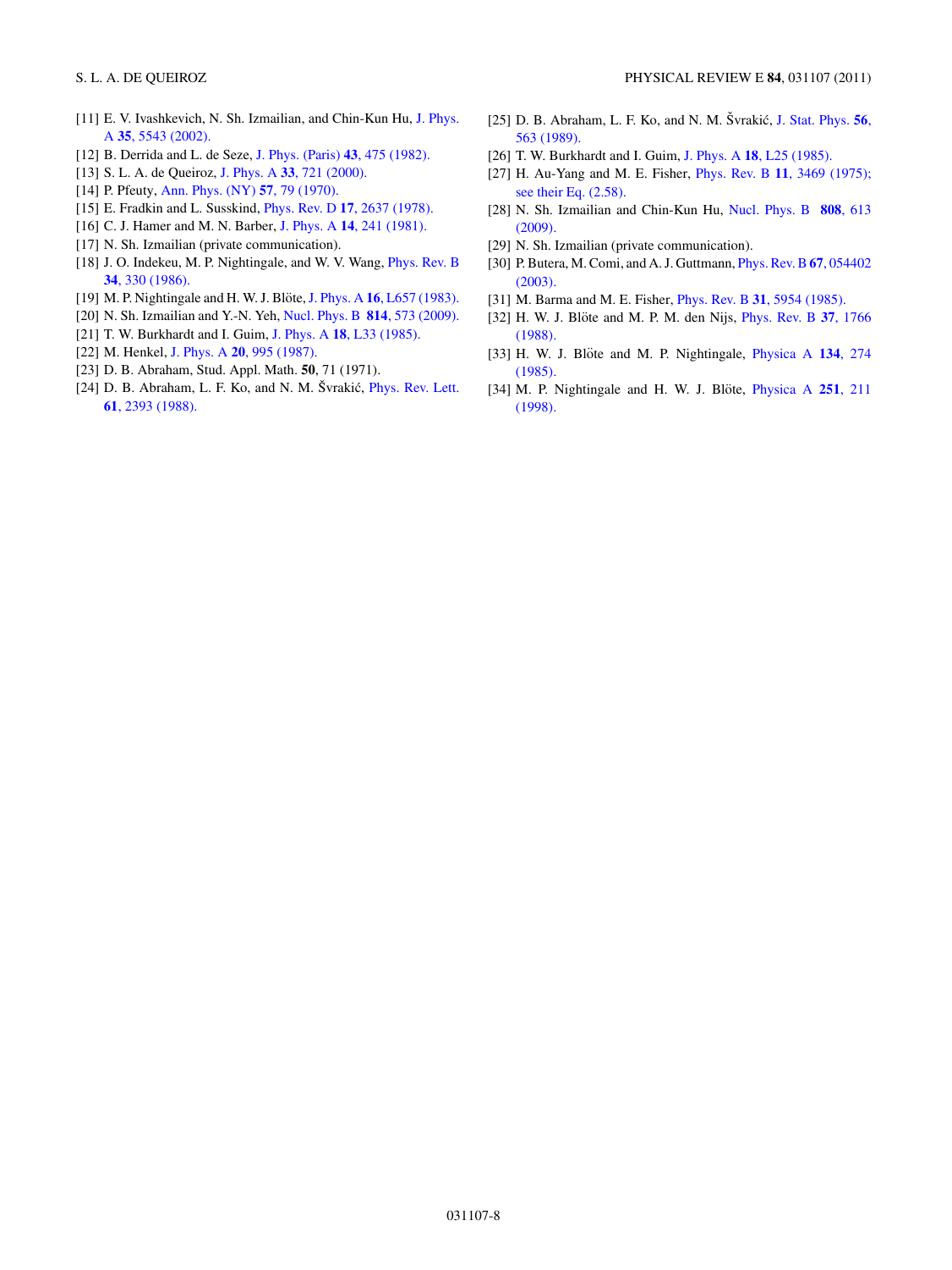[11] E. V. Ivashkevich, N. Sh. Izmailian, and Chin-Kun Hu, J. Phys. A **35**, 5543 (2002).

[12] B. Derrida and L. de Seze, J. Phys. (Paris) **43**, 475 (1982).

[13] S. L. A. de Queiroz, J. Phys. A **33**, 721 (2000).

[14] P. Pfeuty, Ann. Phys. (NY) **57**, 79 (1970).

[15] E. Fradkin and L. Susskind, Phys. Rev. D **17**, 2637 (1978).

[16] C. J. Hamer and M. N. Barber, J. Phys. A **14**, 241 (1981).

[17] N. Sh. Izmailian (private communication).

[18] J. O. Indekeu, M. P. Nightingale, and W. V. Wang, Phys. Rev. B **34**, 330 (1986).

[19] M. P. Nightingale and H. W. J. Blöte, J. Phys. A **16**, L657 (1983).

[20] N. Sh. Izmailian and Y.-N. Yeh, Nucl. Phys. B **814**, 573 (2009).

[21] T. W. Burkhardt and I. Guim, J. Phys. A **18**, L33 (1985).

[22] M. Henkel, J. Phys. A **20**, 995 (1987).

[23] D. B. Abraham, Stud. Appl. Math. **50**, 71 (1971).

[24] D. B. Abraham, L. F. Ko, and N. M. Švrakić, Phys. Rev. Lett. **61**, 2393 (1988).

[25] D. B. Abraham, L. F. Ko, and N. M. Švrakić, J. Stat. Phys. **56**, 563 (1989).

[26] T. W. Burkhardt and I. Guim, J. Phys. A **18**, L25 (1985).

[27] H. Au-Yang and M. E. Fisher, Phys. Rev. B **11**, 3469 (1975); see their Eq. (2.58).

[28] N. Sh. Izmailian and Chin-Kun Hu, Nucl. Phys. B **808**, 613 (2009).

[29] N. Sh. Izmailian (private communication).

[30] P. Butera, M. Comi, and A. J. Guttmann, Phys. Rev. B **67**, 054402 (2003).

[31] M. Barma and M. E. Fisher, Phys. Rev. B **31**, 5954 (1985).

[32] H. W. J. Blöte and M. P. M. den Nijs, Phys. Rev. B **37**, 1766 (1988).

[33] H. W. J. Blöte and M. P. Nightingale, Physica A **134**, 274 (1985).

[34] M. P. Nightingale and H. W. J. Blöte, Physica A **251**, 211 (1998).